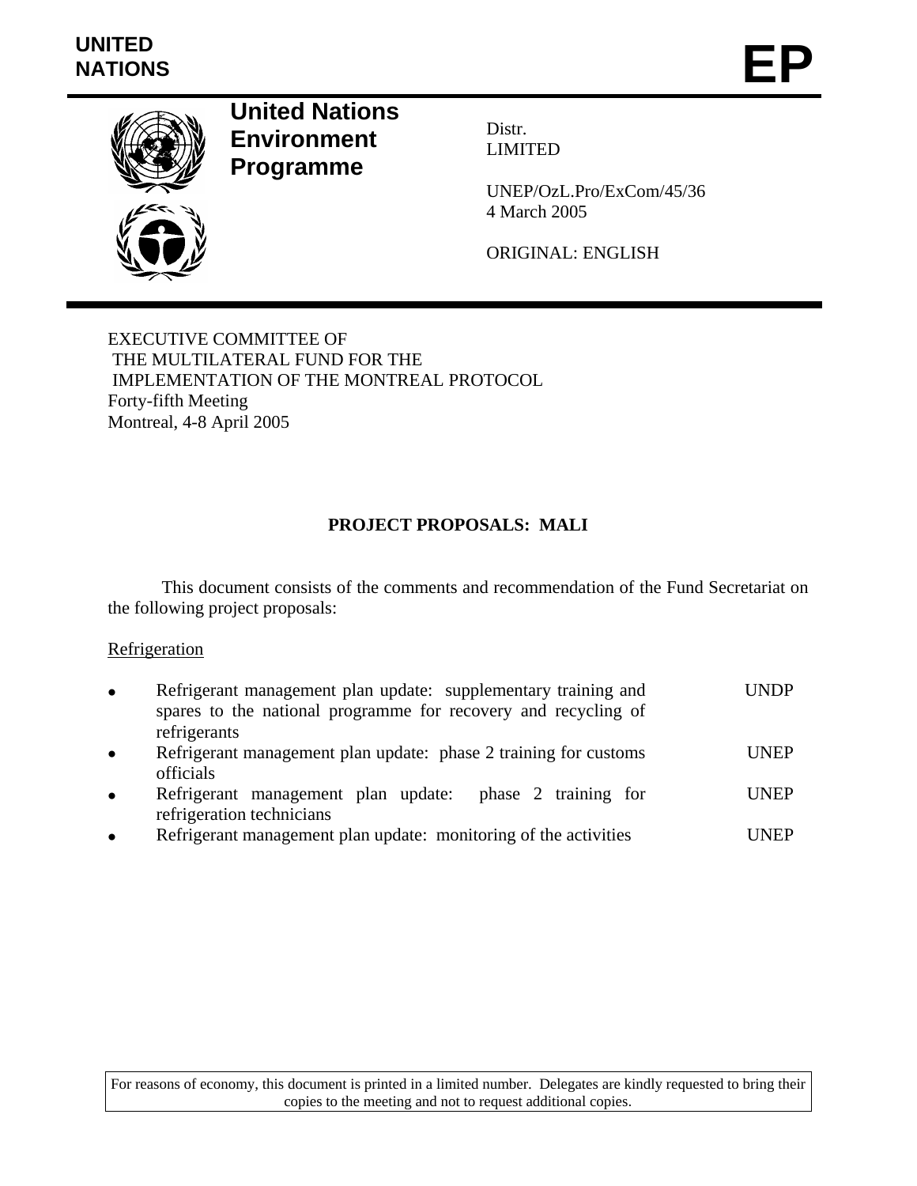UNITED NATIONS

# EP

**United Nations Environment Programme**

Distr.
LIMITED

UNEP/OzL.Pro/ExCom/45/36
4 March 2005

ORIGINAL: ENGLISH

EXECUTIVE COMMITTEE OF
THE MULTILATERAL FUND FOR THE
IMPLEMENTATION OF THE MONTREAL PROTOCOL
Forty-fifth Meeting
Montreal, 4-8 April 2005

## PROJECT PROPOSALS: MALI

This document consists of the comments and recommendation of the Fund Secretariat on the following project proposals:

Refrigeration

| | |
|---|---|
| • Refrigerant management plan update: supplementary training and spares to the national programme for recovery and recycling of refrigerants | UNDP |
| • Refrigerant management plan update: phase 2 training for customs officials | UNEP |
| • Refrigerant management plan update: phase 2 training for refrigeration technicians | UNEP |
| • Refrigerant management plan update: monitoring of the activities | UNEP |

For reasons of economy, this document is printed in a limited number. Delegates are kindly requested to bring their copies to the meeting and not to request additional copies.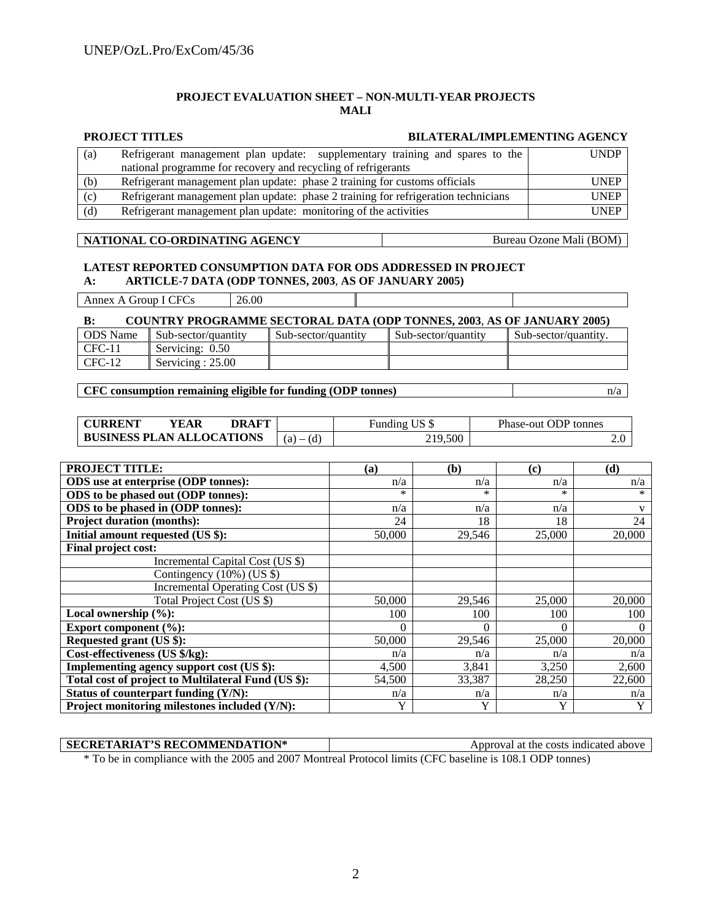**PROJECT EVALUATION SHEET – NON-MULTI-YEAR PROJECTS**
**MALI**

| PROJECT TITLES | | BILATERAL/IMPLEMENTING AGENCY |
|---|---|---|
| (a) | Refrigerant management plan update: supplementary training and spares to the national programme for recovery and recycling of refrigerants | UNDP |
| (b) | Refrigerant management plan update: phase 2 training for customs officials | UNEP |
| (c) | Refrigerant management plan update: phase 2 training for refrigeration technicians | UNEP |
| (d) | Refrigerant management plan update: monitoring of the activities | UNEP |

| NATIONAL CO-ORDINATING AGENCY | Bureau Ozone Mali (BOM) |
|---|---|

**LATEST REPORTED CONSUMPTION DATA FOR ODS ADDRESSED IN PROJECT**
**A: ARTICLE-7 DATA (ODP TONNES, 2003, AS OF JANUARY 2005)**

| Annex A Group I CFCs | 26.00 | | |
|---|---|---|---|

**B: COUNTRY PROGRAMME SECTORAL DATA (ODP TONNES, 2003, AS OF JANUARY 2005)**

| ODS Name | Sub-sector/quantity | Sub-sector/quantity | Sub-sector/quantity | Sub-sector/quantity. |
|---|---|---|---|---|
| CFC-11 | Servicing: 0.50 | | | |
| CFC-12 | Servicing : 25.00 | | | |

| CFC consumption remaining eligible for funding (ODP tonnes) | n/a |
|---|---|

| CURRENT YEAR DRAFT BUSINESS PLAN ALLOCATIONS | | Funding US $ | Phase-out ODP tonnes |
|---|---|---|---|
| | (a) – (d) | 219,500 | 2.0 |

| PROJECT TITLE: | (a) | (b) | (c) | (d) |
|---|---|---|---|---|
| ODS use at enterprise (ODP tonnes): | n/a | n/a | n/a | n/a |
| ODS to be phased out (ODP tonnes): | * | * | * | * |
| ODS to be phased in (ODP tonnes): | n/a | n/a | n/a | v |
| Project duration (months): | 24 | 18 | 18 | 24 |
| Initial amount requested (US $): | 50,000 | 29,546 | 25,000 | 20,000 |
| Final project cost: | | | | |
| Incremental Capital Cost (US $) | | | | |
| Contingency (10%) (US $) | | | | |
| Incremental Operating Cost (US $) | | | | |
| Total Project Cost (US $) | 50,000 | 29,546 | 25,000 | 20,000 |
| Local ownership (%): | 100 | 100 | 100 | 100 |
| Export component (%): | 0 | 0 | 0 | 0 |
| Requested grant (US $): | 50,000 | 29,546 | 25,000 | 20,000 |
| Cost-effectiveness (US $/kg): | n/a | n/a | n/a | n/a |
| Implementing agency support cost (US $): | 4,500 | 3,841 | 3,250 | 2,600 |
| Total cost of project to Multilateral Fund (US $): | 54,500 | 33,387 | 28,250 | 22,600 |
| Status of counterpart funding (Y/N): | n/a | n/a | n/a | n/a |
| Project monitoring milestones included (Y/N): | Y | Y | Y | Y |

| SECRETARIAT'S RECOMMENDATION* | Approval at the costs indicated above |
|---|---|

* To be in compliance with the 2005 and 2007 Montreal Protocol limits (CFC baseline is 108.1 ODP tonnes)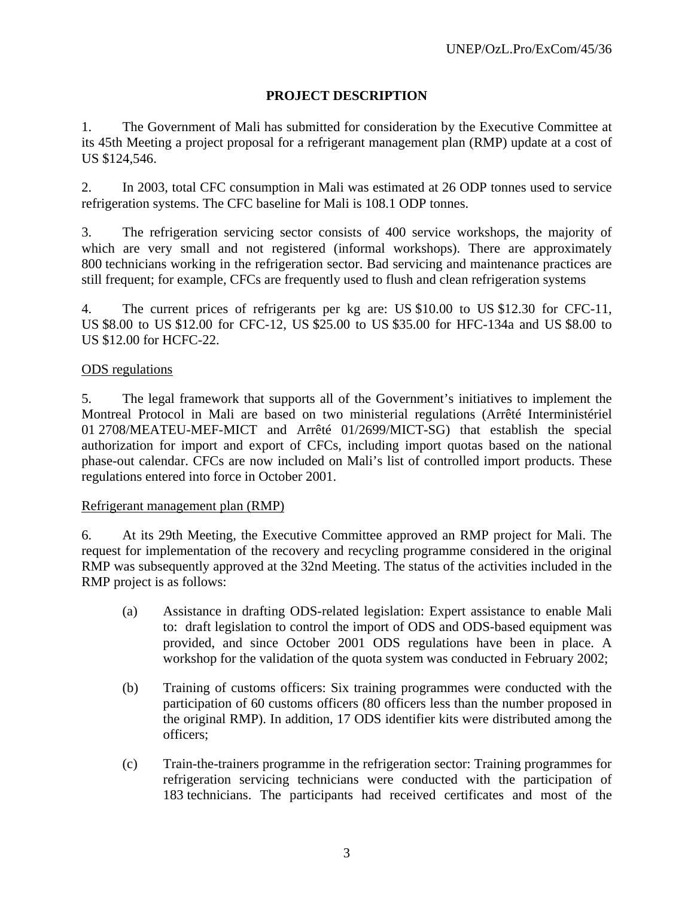## PROJECT DESCRIPTION

1. The Government of Mali has submitted for consideration by the Executive Committee at its 45th Meeting a project proposal for a refrigerant management plan (RMP) update at a cost of US $124,546.

2. In 2003, total CFC consumption in Mali was estimated at 26 ODP tonnes used to service refrigeration systems. The CFC baseline for Mali is 108.1 ODP tonnes.

3. The refrigeration servicing sector consists of 400 service workshops, the majority of which are very small and not registered (informal workshops). There are approximately 800 technicians working in the refrigeration sector. Bad servicing and maintenance practices are still frequent; for example, CFCs are frequently used to flush and clean refrigeration systems

4. The current prices of refrigerants per kg are: US $10.00 to US $12.30 for CFC-11, US $8.00 to US $12.00 for CFC-12, US $25.00 to US $35.00 for HFC-134a and US $8.00 to US $12.00 for HCFC-22.

ODS regulations

5. The legal framework that supports all of the Government's initiatives to implement the Montreal Protocol in Mali are based on two ministerial regulations (Arrêté Interministériel 01 2708/MEATEU-MEF-MICT and Arrêté 01/2699/MICT-SG) that establish the special authorization for import and export of CFCs, including import quotas based on the national phase-out calendar. CFCs are now included on Mali's list of controlled import products. These regulations entered into force in October 2001.

Refrigerant management plan (RMP)

6. At its 29th Meeting, the Executive Committee approved an RMP project for Mali. The request for implementation of the recovery and recycling programme considered in the original RMP was subsequently approved at the 32nd Meeting. The status of the activities included in the RMP project is as follows:

(a) Assistance in drafting ODS-related legislation: Expert assistance to enable Mali to: draft legislation to control the import of ODS and ODS-based equipment was provided, and since October 2001 ODS regulations have been in place. A workshop for the validation of the quota system was conducted in February 2002;

(b) Training of customs officers: Six training programmes were conducted with the participation of 60 customs officers (80 officers less than the number proposed in the original RMP). In addition, 17 ODS identifier kits were distributed among the officers;

(c) Train-the-trainers programme in the refrigeration sector: Training programmes for refrigeration servicing technicians were conducted with the participation of 183 technicians. The participants had received certificates and most of the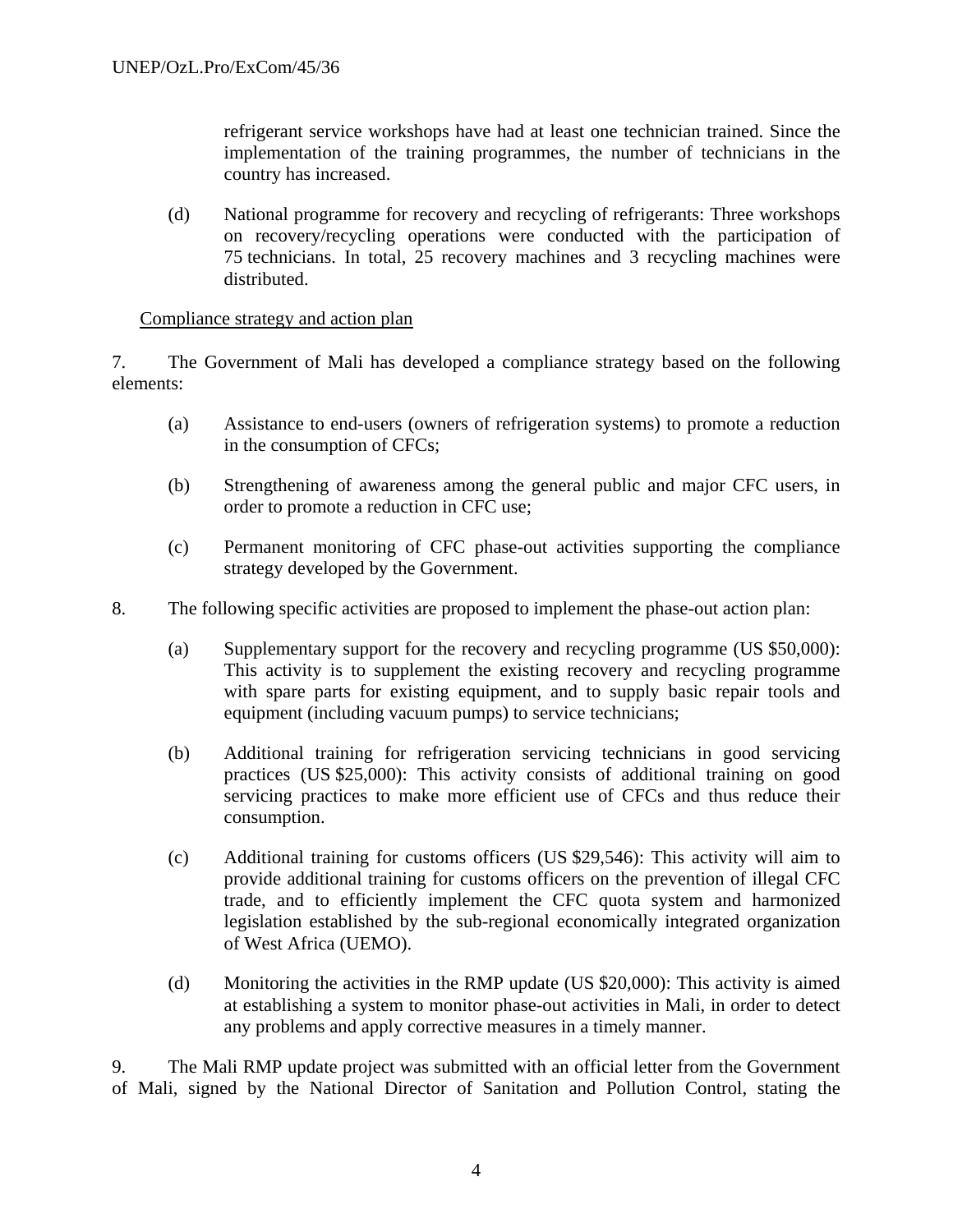refrigerant service workshops have had at least one technician trained. Since the implementation of the training programmes, the number of technicians in the country has increased.

(d) National programme for recovery and recycling of refrigerants: Three workshops on recovery/recycling operations were conducted with the participation of 75 technicians. In total, 25 recovery machines and 3 recycling machines were distributed.

Compliance strategy and action plan

7. The Government of Mali has developed a compliance strategy based on the following elements:

(a) Assistance to end-users (owners of refrigeration systems) to promote a reduction in the consumption of CFCs;

(b) Strengthening of awareness among the general public and major CFC users, in order to promote a reduction in CFC use;

(c) Permanent monitoring of CFC phase-out activities supporting the compliance strategy developed by the Government.

8. The following specific activities are proposed to implement the phase-out action plan:

(a) Supplementary support for the recovery and recycling programme (US $50,000): This activity is to supplement the existing recovery and recycling programme with spare parts for existing equipment, and to supply basic repair tools and equipment (including vacuum pumps) to service technicians;

(b) Additional training for refrigeration servicing technicians in good servicing practices (US $25,000): This activity consists of additional training on good servicing practices to make more efficient use of CFCs and thus reduce their consumption.

(c) Additional training for customs officers (US $29,546): This activity will aim to provide additional training for customs officers on the prevention of illegal CFC trade, and to efficiently implement the CFC quota system and harmonized legislation established by the sub-regional economically integrated organization of West Africa (UEMO).

(d) Monitoring the activities in the RMP update (US $20,000): This activity is aimed at establishing a system to monitor phase-out activities in Mali, in order to detect any problems and apply corrective measures in a timely manner.

9. The Mali RMP update project was submitted with an official letter from the Government of Mali, signed by the National Director of Sanitation and Pollution Control, stating the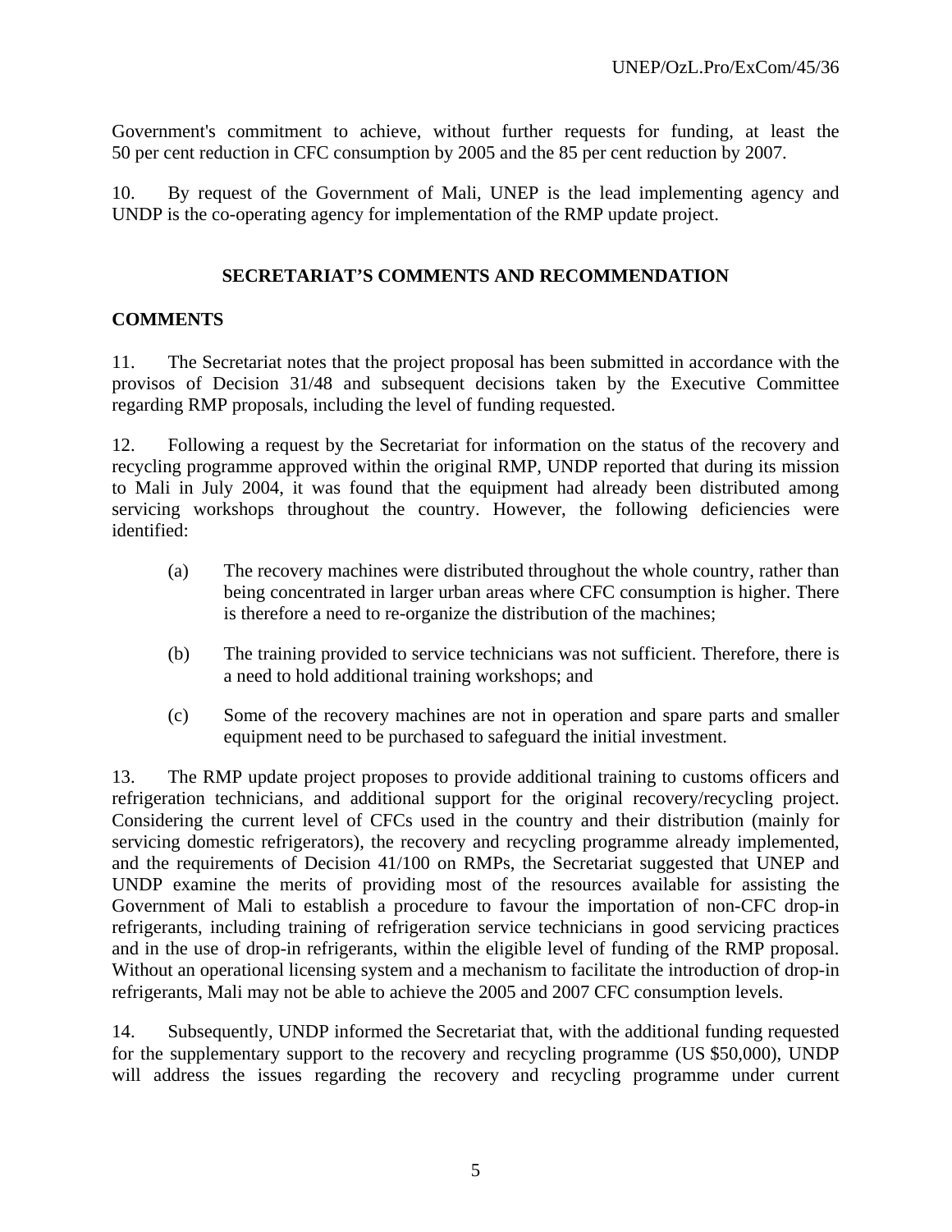Government's commitment to achieve, without further requests for funding, at least the 50 per cent reduction in CFC consumption by 2005 and the 85 per cent reduction by 2007.

10. By request of the Government of Mali, UNEP is the lead implementing agency and UNDP is the co-operating agency for implementation of the RMP update project.

## SECRETARIAT'S COMMENTS AND RECOMMENDATION

### COMMENTS

11. The Secretariat notes that the project proposal has been submitted in accordance with the provisos of Decision 31/48 and subsequent decisions taken by the Executive Committee regarding RMP proposals, including the level of funding requested.

12. Following a request by the Secretariat for information on the status of the recovery and recycling programme approved within the original RMP, UNDP reported that during its mission to Mali in July 2004, it was found that the equipment had already been distributed among servicing workshops throughout the country. However, the following deficiencies were identified:

(a) The recovery machines were distributed throughout the whole country, rather than being concentrated in larger urban areas where CFC consumption is higher. There is therefore a need to re-organize the distribution of the machines;

(b) The training provided to service technicians was not sufficient. Therefore, there is a need to hold additional training workshops; and

(c) Some of the recovery machines are not in operation and spare parts and smaller equipment need to be purchased to safeguard the initial investment.

13. The RMP update project proposes to provide additional training to customs officers and refrigeration technicians, and additional support for the original recovery/recycling project. Considering the current level of CFCs used in the country and their distribution (mainly for servicing domestic refrigerators), the recovery and recycling programme already implemented, and the requirements of Decision 41/100 on RMPs, the Secretariat suggested that UNEP and UNDP examine the merits of providing most of the resources available for assisting the Government of Mali to establish a procedure to favour the importation of non-CFC drop-in refrigerants, including training of refrigeration service technicians in good servicing practices and in the use of drop-in refrigerants, within the eligible level of funding of the RMP proposal. Without an operational licensing system and a mechanism to facilitate the introduction of drop-in refrigerants, Mali may not be able to achieve the 2005 and 2007 CFC consumption levels.

14. Subsequently, UNDP informed the Secretariat that, with the additional funding requested for the supplementary support to the recovery and recycling programme (US $50,000), UNDP will address the issues regarding the recovery and recycling programme under current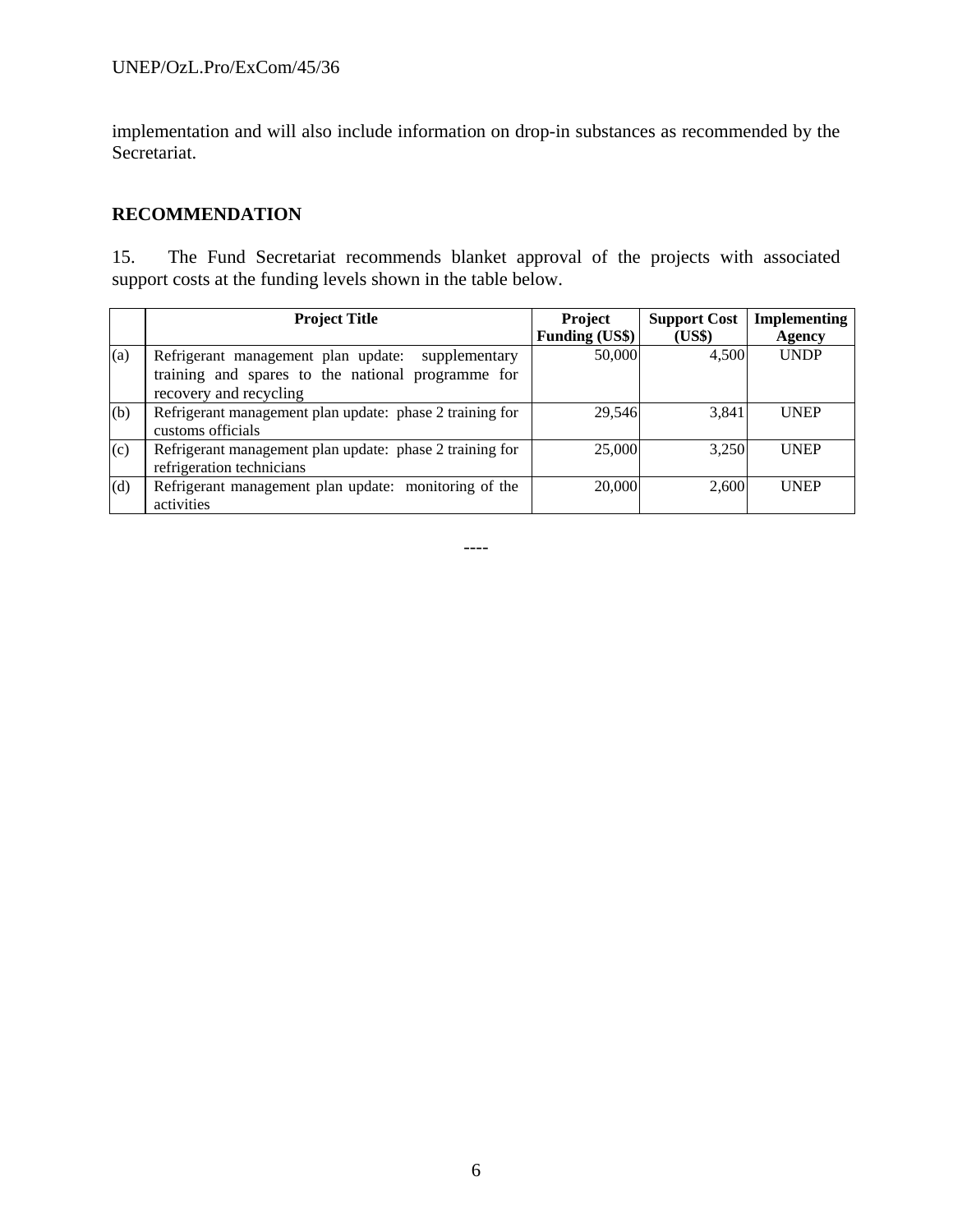implementation and will also include information on drop-in substances as recommended by the Secretariat.

**RECOMMENDATION**

15. The Fund Secretariat recommends blanket approval of the projects with associated support costs at the funding levels shown in the table below.

| | Project Title | Project Funding (US$) | Support Cost (US$) | Implementing Agency |
|---|---|---|---|---|
| (a) | Refrigerant management plan update: supplementary training and spares to the national programme for recovery and recycling | 50,000 | 4,500 | UNDP |
| (b) | Refrigerant management plan update: phase 2 training for customs officials | 29,546 | 3,841 | UNEP |
| (c) | Refrigerant management plan update: phase 2 training for refrigeration technicians | 25,000 | 3,250 | UNEP |
| (d) | Refrigerant management plan update: monitoring of the activities | 20,000 | 2,600 | UNEP |

----